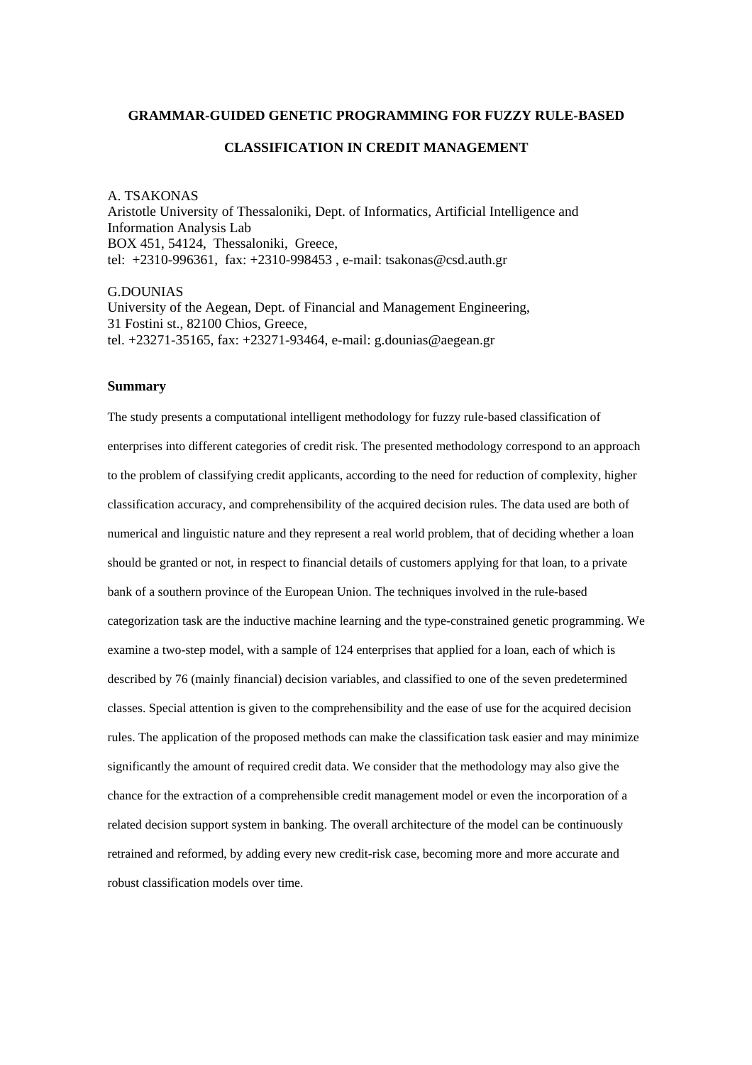# GRAMMAR-GUIDED GENETIC PROGRAMMING FOR FUZZY RULE-BASED CLASSIFICATION IN CREDIT MANAGEMENT

A. TSAKONAS
Aristotle University of Thessaloniki, Dept. of Informatics, Artificial Intelligence and Information Analysis Lab
BOX 451, 54124, Thessaloniki, Greece,
tel: +2310-996361, fax: +2310-998453 , e-mail: tsakonas@csd.auth.gr

G.DOUNIAS
University of the Aegean, Dept. of Financial and Management Engineering,
31 Fostini st., 82100 Chios, Greece,
tel. +23271-35165, fax: +23271-93464, e-mail: g.dounias@aegean.gr

## Summary

The study presents a computational intelligent methodology for fuzzy rule-based classification of enterprises into different categories of credit risk. The presented methodology correspond to an approach to the problem of classifying credit applicants, according to the need for reduction of complexity, higher classification accuracy, and comprehensibility of the acquired decision rules. The data used are both of numerical and linguistic nature and they represent a real world problem, that of deciding whether a loan should be granted or not, in respect to financial details of customers applying for that loan, to a private bank of a southern province of the European Union. The techniques involved in the rule-based categorization task are the inductive machine learning and the type-constrained genetic programming. We examine a two-step model, with a sample of 124 enterprises that applied for a loan, each of which is described by 76 (mainly financial) decision variables, and classified to one of the seven predetermined classes. Special attention is given to the comprehensibility and the ease of use for the acquired decision rules. The application of the proposed methods can make the classification task easier and may minimize significantly the amount of required credit data. We consider that the methodology may also give the chance for the extraction of a comprehensible credit management model or even the incorporation of a related decision support system in banking. The overall architecture of the model can be continuously retrained and reformed, by adding every new credit-risk case, becoming more and more accurate and robust classification models over time.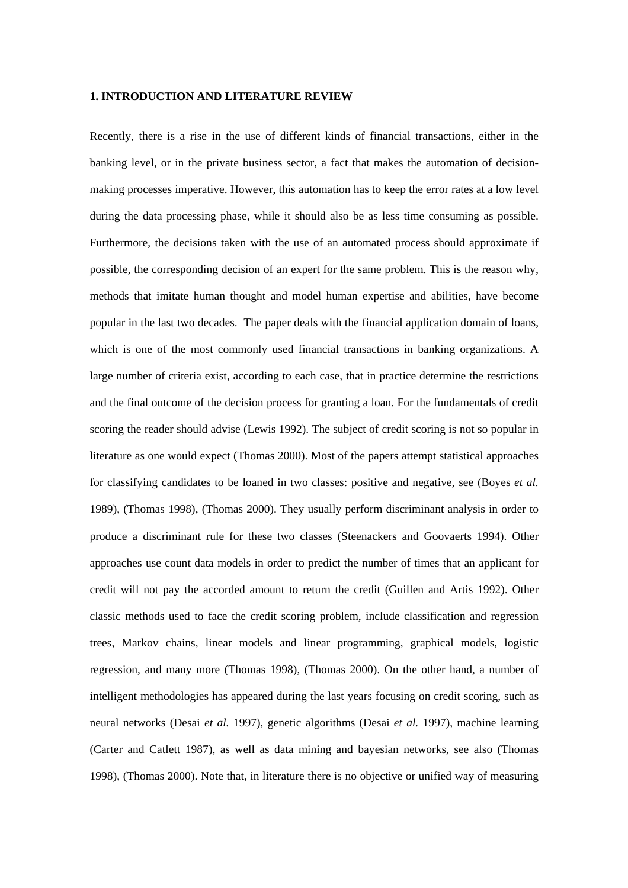### 1. INTRODUCTION AND LITERATURE REVIEW

Recently, there is a rise in the use of different kinds of financial transactions, either in the banking level, or in the private business sector, a fact that makes the automation of decision-making processes imperative. However, this automation has to keep the error rates at a low level during the data processing phase, while it should also be as less time consuming as possible. Furthermore, the decisions taken with the use of an automated process should approximate if possible, the corresponding decision of an expert for the same problem. This is the reason why, methods that imitate human thought and model human expertise and abilities, have become popular in the last two decades. The paper deals with the financial application domain of loans, which is one of the most commonly used financial transactions in banking organizations. A large number of criteria exist, according to each case, that in practice determine the restrictions and the final outcome of the decision process for granting a loan. For the fundamentals of credit scoring the reader should advise (Lewis 1992). The subject of credit scoring is not so popular in literature as one would expect (Thomas 2000). Most of the papers attempt statistical approaches for classifying candidates to be loaned in two classes: positive and negative, see (Boyes *et al.* 1989), (Thomas 1998), (Thomas 2000). They usually perform discriminant analysis in order to produce a discriminant rule for these two classes (Steenackers and Goovaerts 1994). Other approaches use count data models in order to predict the number of times that an applicant for credit will not pay the accorded amount to return the credit (Guillen and Artis 1992). Other classic methods used to face the credit scoring problem, include classification and regression trees, Markov chains, linear models and linear programming, graphical models, logistic regression, and many more (Thomas 1998), (Thomas 2000). On the other hand, a number of intelligent methodologies has appeared during the last years focusing on credit scoring, such as neural networks (Desai *et al.* 1997), genetic algorithms (Desai *et al.* 1997), machine learning (Carter and Catlett 1987), as well as data mining and bayesian networks, see also (Thomas 1998), (Thomas 2000). Note that, in literature there is no objective or unified way of measuring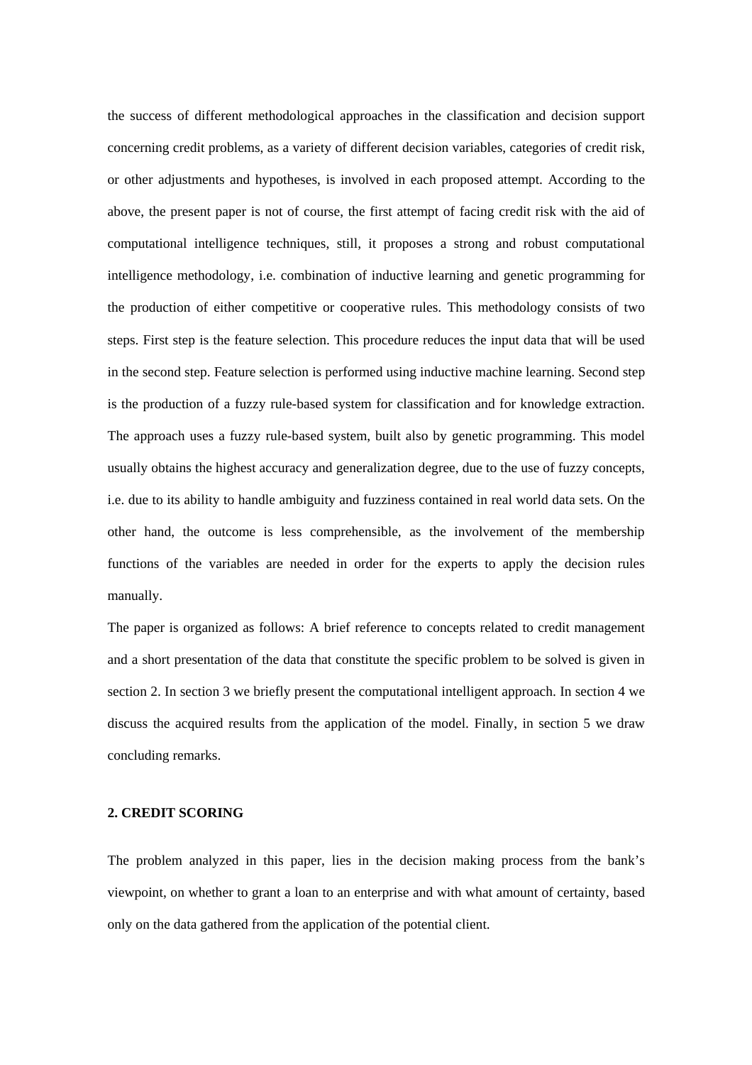the success of different methodological approaches in the classification and decision support concerning credit problems, as a variety of different decision variables, categories of credit risk, or other adjustments and hypotheses, is involved in each proposed attempt. According to the above, the present paper is not of course, the first attempt of facing credit risk with the aid of computational intelligence techniques, still, it proposes a strong and robust computational intelligence methodology, i.e. combination of inductive learning and genetic programming for the production of either competitive or cooperative rules. This methodology consists of two steps. First step is the feature selection. This procedure reduces the input data that will be used in the second step. Feature selection is performed using inductive machine learning. Second step is the production of a fuzzy rule-based system for classification and for knowledge extraction. The approach uses a fuzzy rule-based system, built also by genetic programming. This model usually obtains the highest accuracy and generalization degree, due to the use of fuzzy concepts, i.e. due to its ability to handle ambiguity and fuzziness contained in real world data sets. On the other hand, the outcome is less comprehensible, as the involvement of the membership functions of the variables are needed in order for the experts to apply the decision rules manually.

The paper is organized as follows: A brief reference to concepts related to credit management and a short presentation of the data that constitute the specific problem to be solved is given in section 2. In section 3 we briefly present the computational intelligent approach. In section 4 we discuss the acquired results from the application of the model. Finally, in section 5 we draw concluding remarks.

## 2. CREDIT SCORING

The problem analyzed in this paper, lies in the decision making process from the bank's viewpoint, on whether to grant a loan to an enterprise and with what amount of certainty, based only on the data gathered from the application of the potential client.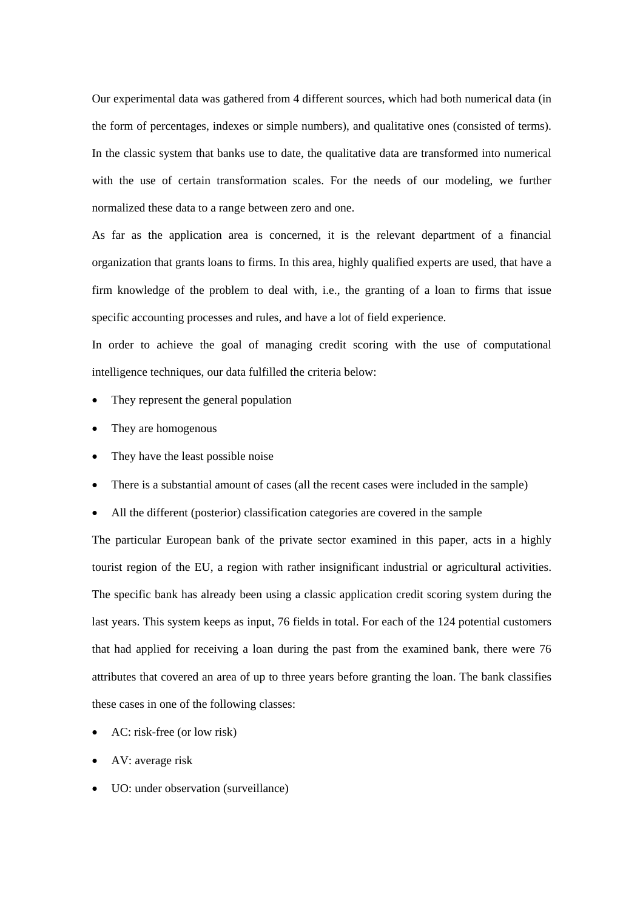Our experimental data was gathered from 4 different sources, which had both numerical data (in the form of percentages, indexes or simple numbers), and qualitative ones (consisted of terms). In the classic system that banks use to date, the qualitative data are transformed into numerical with the use of certain transformation scales. For the needs of our modeling, we further normalized these data to a range between zero and one.

As far as the application area is concerned, it is the relevant department of a financial organization that grants loans to firms. In this area, highly qualified experts are used, that have a firm knowledge of the problem to deal with, i.e., the granting of a loan to firms that issue specific accounting processes and rules, and have a lot of field experience.

In order to achieve the goal of managing credit scoring with the use of computational intelligence techniques, our data fulfilled the criteria below:

- They represent the general population
- They are homogenous
- They have the least possible noise
- There is a substantial amount of cases (all the recent cases were included in the sample)
- All the different (posterior) classification categories are covered in the sample

The particular European bank of the private sector examined in this paper, acts in a highly tourist region of the EU, a region with rather insignificant industrial or agricultural activities. The specific bank has already been using a classic application credit scoring system during the last years. This system keeps as input, 76 fields in total. For each of the 124 potential customers that had applied for receiving a loan during the past from the examined bank, there were 76 attributes that covered an area of up to three years before granting the loan. The bank classifies these cases in one of the following classes:

- AC: risk-free (or low risk)
- AV: average risk
- UO: under observation (surveillance)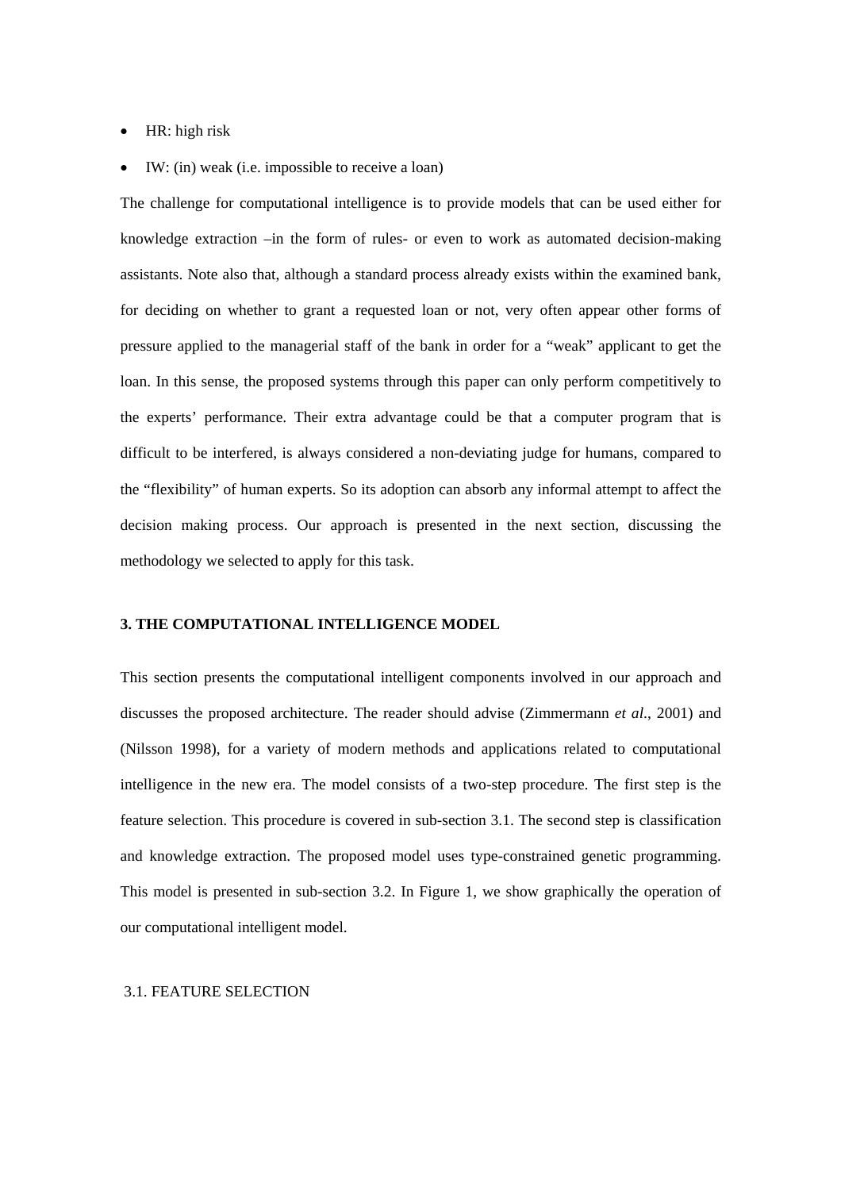- HR: high risk
- IW: (in) weak (i.e. impossible to receive a loan)

The challenge for computational intelligence is to provide models that can be used either for knowledge extraction –in the form of rules- or even to work as automated decision-making assistants. Note also that, although a standard process already exists within the examined bank, for deciding on whether to grant a requested loan or not, very often appear other forms of pressure applied to the managerial staff of the bank in order for a "weak" applicant to get the loan. In this sense, the proposed systems through this paper can only perform competitively to the experts' performance. Their extra advantage could be that a computer program that is difficult to be interfered, is always considered a non-deviating judge for humans, compared to the "flexibility" of human experts. So its adoption can absorb any informal attempt to affect the decision making process. Our approach is presented in the next section, discussing the methodology we selected to apply for this task.

## 3. THE COMPUTATIONAL INTELLIGENCE MODEL

This section presents the computational intelligent components involved in our approach and discusses the proposed architecture. The reader should advise (Zimmermann *et al*., 2001) and (Nilsson 1998), for a variety of modern methods and applications related to computational intelligence in the new era. The model consists of a two-step procedure. The first step is the feature selection. This procedure is covered in sub-section 3.1. The second step is classification and knowledge extraction. The proposed model uses type-constrained genetic programming. This model is presented in sub-section 3.2. In Figure 1, we show graphically the operation of our computational intelligent model.

### 3.1. FEATURE SELECTION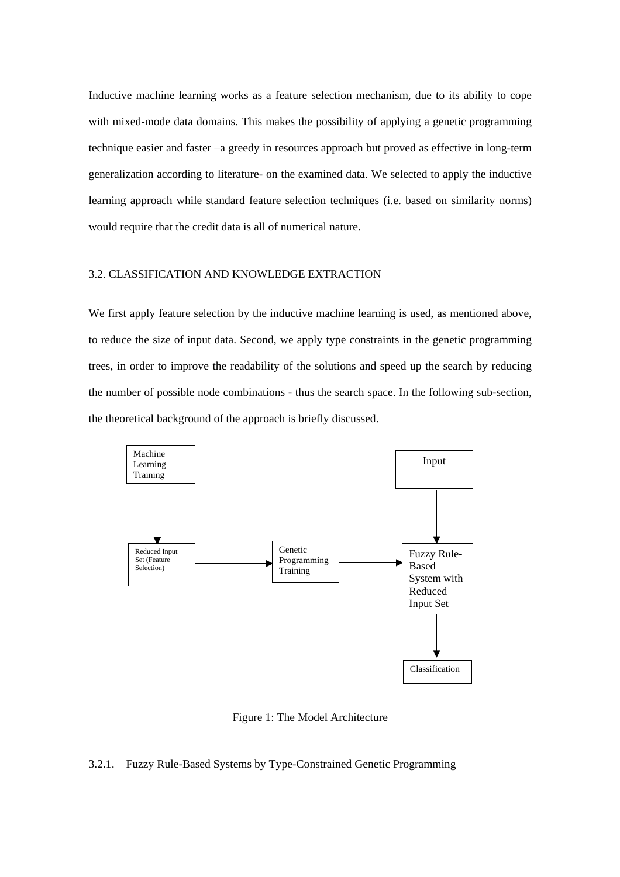Inductive machine learning works as a feature selection mechanism, due to its ability to cope with mixed-mode data domains. This makes the possibility of applying a genetic programming technique easier and faster –a greedy in resources approach but proved as effective in long-term generalization according to literature- on the examined data. We selected to apply the inductive learning approach while standard feature selection techniques (i.e. based on similarity norms) would require that the credit data is all of numerical nature.

## 3.2. CLASSIFICATION AND KNOWLEDGE EXTRACTION

We first apply feature selection by the inductive machine learning is used, as mentioned above, to reduce the size of input data. Second, we apply type constraints in the genetic programming trees, in order to improve the readability of the solutions and speed up the search by reducing the number of possible node combinations - thus the search space. In the following sub-section, the theoretical background of the approach is briefly discussed.

Machine Learning Training

Reduced Input Set (Feature Selection)

Genetic Programming Training

Input

Fuzzy Rule-Based System with Reduced Input Set

Classification

Figure 1: The Model Architecture

### 3.2.1. Fuzzy Rule-Based Systems by Type-Constrained Genetic Programming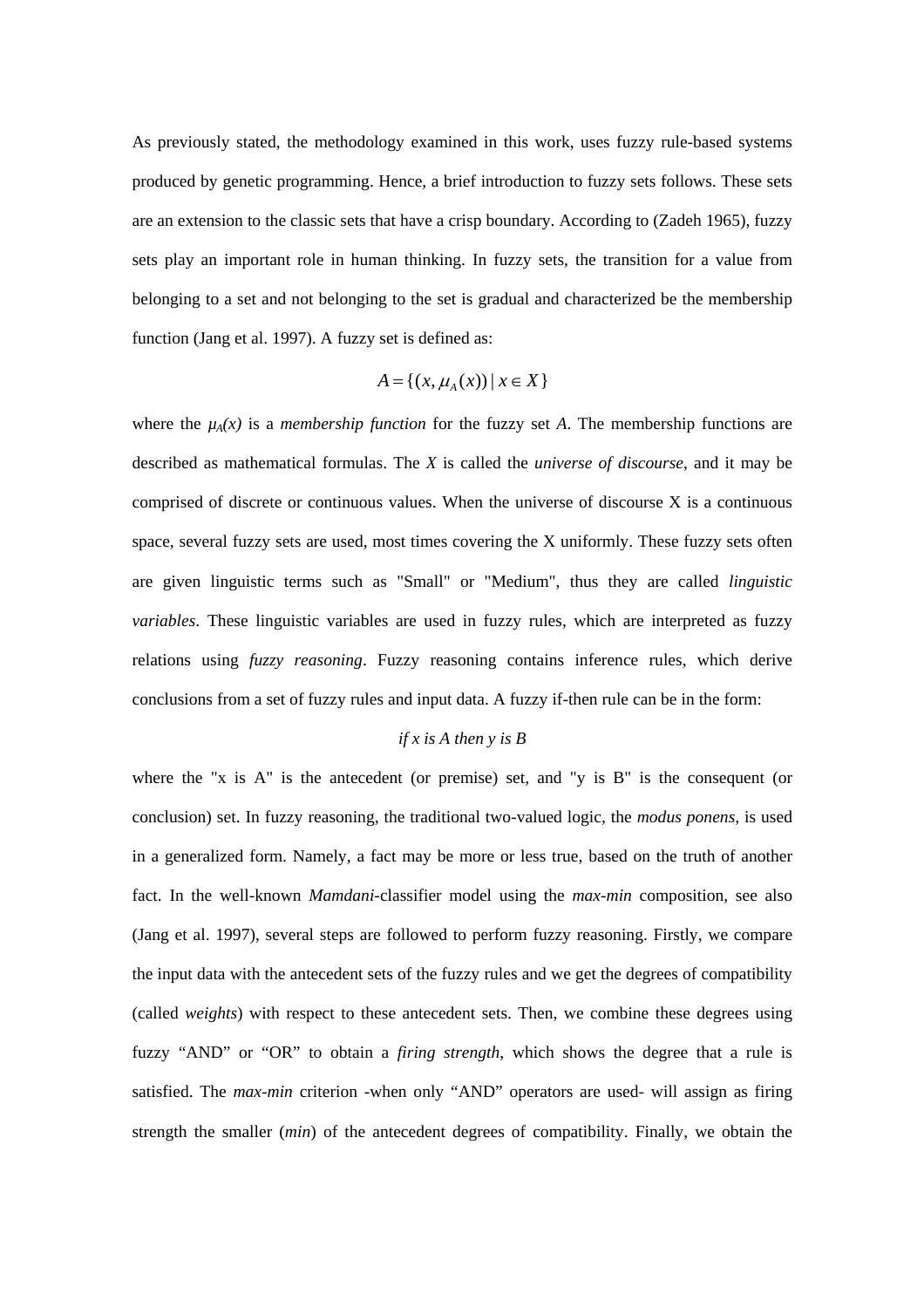As previously stated, the methodology examined in this work, uses fuzzy rule-based systems produced by genetic programming. Hence, a brief introduction to fuzzy sets follows. These sets are an extension to the classic sets that have a crisp boundary. According to (Zadeh 1965), fuzzy sets play an important role in human thinking. In fuzzy sets, the transition for a value from belonging to a set and not belonging to the set is gradual and characterized be the membership function (Jang et al. 1997). A fuzzy set is defined as:

$$A = \{(x, \mu_A(x)) \mid x \in X\}$$

where the $\mu_A(x)$ is a *membership function* for the fuzzy set $A$. The membership functions are described as mathematical formulas. The $X$ is called the *universe of discourse*, and it may be comprised of discrete or continuous values. When the universe of discourse X is a continuous space, several fuzzy sets are used, most times covering the X uniformly. These fuzzy sets often are given linguistic terms such as "Small" or "Medium", thus they are called *linguistic variables*. These linguistic variables are used in fuzzy rules, which are interpreted as fuzzy relations using *fuzzy reasoning*. Fuzzy reasoning contains inference rules, which derive conclusions from a set of fuzzy rules and input data. A fuzzy if-then rule can be in the form:

*if x is A then y is B*

where the "x is A" is the antecedent (or premise) set, and "y is B" is the consequent (or conclusion) set. In fuzzy reasoning, the traditional two-valued logic, the *modus ponens*, is used in a generalized form. Namely, a fact may be more or less true, based on the truth of another fact. In the well-known *Mamdani*-classifier model using the *max-min* composition, see also (Jang et al. 1997), several steps are followed to perform fuzzy reasoning. Firstly, we compare the input data with the antecedent sets of the fuzzy rules and we get the degrees of compatibility (called *weights*) with respect to these antecedent sets. Then, we combine these degrees using fuzzy "AND" or "OR" to obtain a *firing strength*, which shows the degree that a rule is satisfied. The *max-min* criterion -when only "AND" operators are used- will assign as firing strength the smaller (*min*) of the antecedent degrees of compatibility. Finally, we obtain the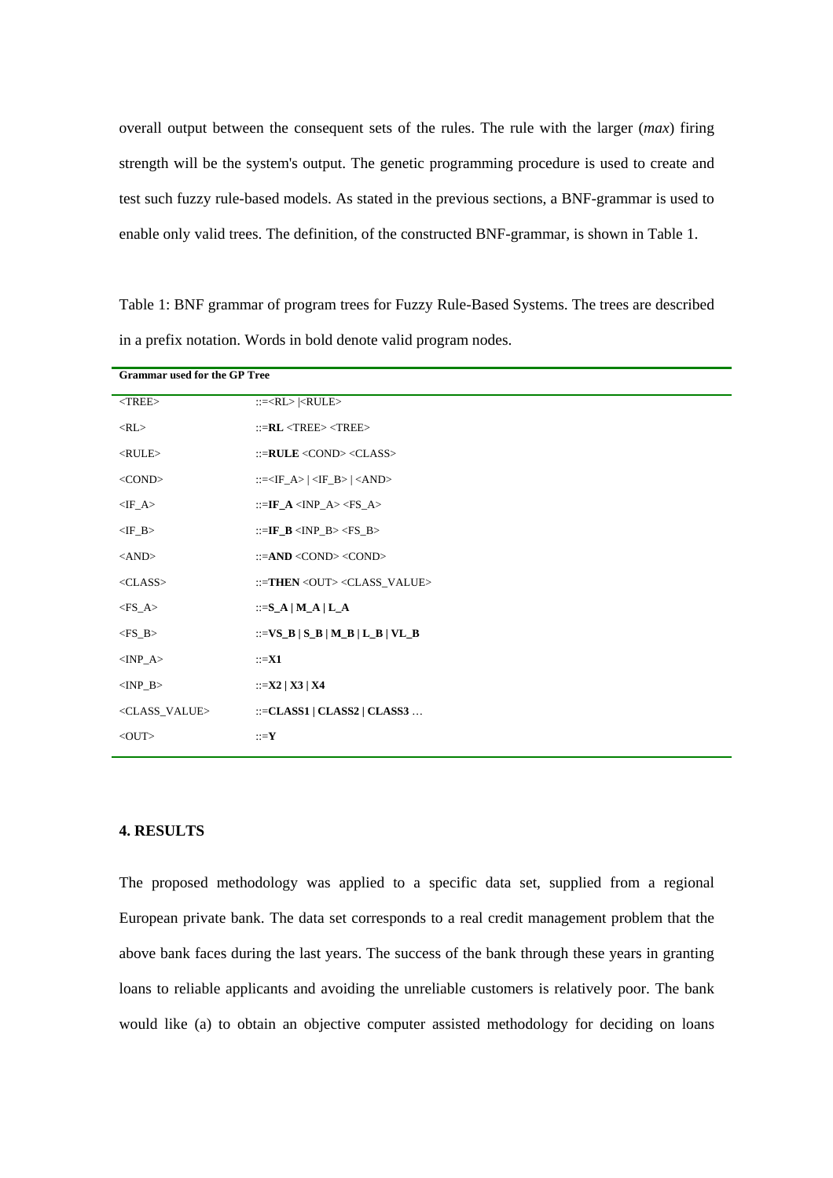overall output between the consequent sets of the rules. The rule with the larger (*max*) firing strength will be the system's output. The genetic programming procedure is used to create and test such fuzzy rule-based models. As stated in the previous sections, a BNF-grammar is used to enable only valid trees. The definition, of the constructed BNF-grammar, is shown in Table 1.

Table 1: BNF grammar of program trees for Fuzzy Rule-Based Systems. The trees are described in a prefix notation. Words in bold denote valid program nodes.

| **Grammar used for the GP Tree** | |
|---|---|
| <TREE> | ::=<RL> \|<RULE> |
| <RL> | ::=**RL** <TREE> <TREE> |
| <RULE> | ::=**RULE** <COND> <CLASS> |
| <COND> | ::=<IF_A> \| <IF_B> \| <AND> |
| <IF_A> | ::=**IF_A** <INP_A> <FS_A> |
| <IF_B> | ::=**IF_B** <INP_B> <FS_B> |
| <AND> | ::=**AND** <COND> <COND> |
| <CLASS> | ::=**THEN** <OUT> <CLASS_VALUE> |
| <FS_A> | ::=**S_A \| M_A \| L_A** |
| <FS_B> | ::=**VS_B \| S_B \| M_B \| L_B \| VL_B** |
| <INP_A> | ::=**X1** |
| <INP_B> | ::=**X2 \| X3 \| X4** |
| <CLASS_VALUE> | ::=**CLASS1 \| CLASS2 \| CLASS3** … |
| <OUT> | ::=**Y** |

## 4. RESULTS

The proposed methodology was applied to a specific data set, supplied from a regional European private bank. The data set corresponds to a real credit management problem that the above bank faces during the last years. The success of the bank through these years in granting loans to reliable applicants and avoiding the unreliable customers is relatively poor. The bank would like (a) to obtain an objective computer assisted methodology for deciding on loans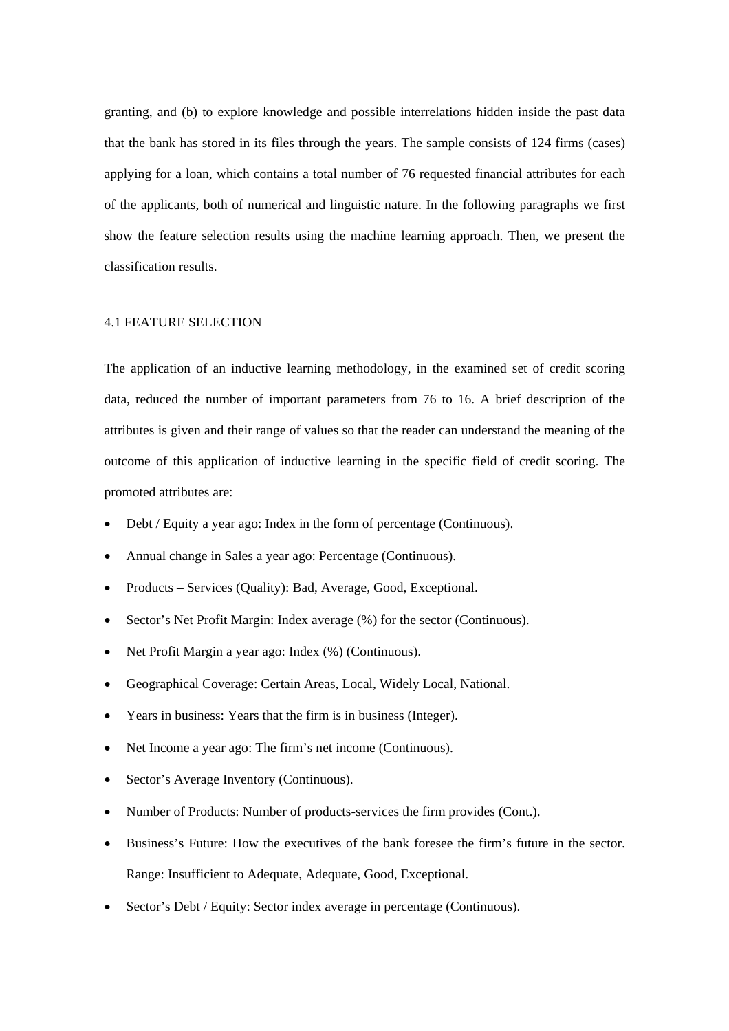granting, and (b) to explore knowledge and possible interrelations hidden inside the past data that the bank has stored in its files through the years. The sample consists of 124 firms (cases) applying for a loan, which contains a total number of 76 requested financial attributes for each of the applicants, both of numerical and linguistic nature. In the following paragraphs we first show the feature selection results using the machine learning approach. Then, we present the classification results.

## 4.1 FEATURE SELECTION

The application of an inductive learning methodology, in the examined set of credit scoring data, reduced the number of important parameters from 76 to 16. A brief description of the attributes is given and their range of values so that the reader can understand the meaning of the outcome of this application of inductive learning in the specific field of credit scoring. The promoted attributes are:

- Debt / Equity a year ago: Index in the form of percentage (Continuous).
- Annual change in Sales a year ago: Percentage (Continuous).
- Products – Services (Quality): Bad, Average, Good, Exceptional.
- Sector's Net Profit Margin: Index average (%) for the sector (Continuous).
- Net Profit Margin a year ago: Index (%) (Continuous).
- Geographical Coverage: Certain Areas, Local, Widely Local, National.
- Years in business: Years that the firm is in business (Integer).
- Net Income a year ago: The firm's net income (Continuous).
- Sector's Average Inventory (Continuous).
- Number of Products: Number of products-services the firm provides (Cont.).
- Business's Future: How the executives of the bank foresee the firm's future in the sector. Range: Insufficient to Adequate, Adequate, Good, Exceptional.
- Sector's Debt / Equity: Sector index average in percentage (Continuous).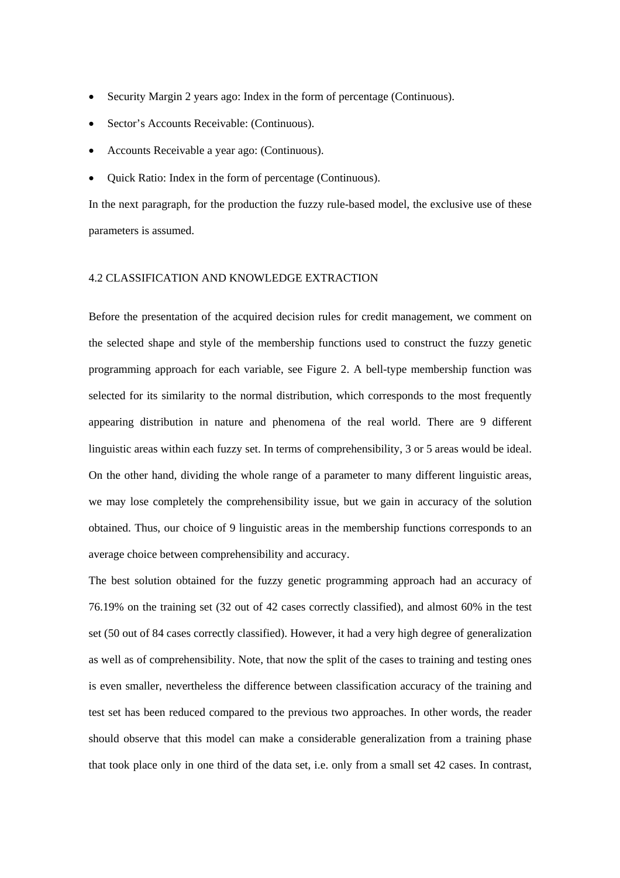- Security Margin 2 years ago: Index in the form of percentage (Continuous).
- Sector's Accounts Receivable: (Continuous).
- Accounts Receivable a year ago: (Continuous).
- Quick Ratio: Index in the form of percentage (Continuous).

In the next paragraph, for the production the fuzzy rule-based model, the exclusive use of these parameters is assumed.

### 4.2 CLASSIFICATION AND KNOWLEDGE EXTRACTION

Before the presentation of the acquired decision rules for credit management, we comment on the selected shape and style of the membership functions used to construct the fuzzy genetic programming approach for each variable, see Figure 2. A bell-type membership function was selected for its similarity to the normal distribution, which corresponds to the most frequently appearing distribution in nature and phenomena of the real world. There are 9 different linguistic areas within each fuzzy set. In terms of comprehensibility, 3 or 5 areas would be ideal. On the other hand, dividing the whole range of a parameter to many different linguistic areas, we may lose completely the comprehensibility issue, but we gain in accuracy of the solution obtained. Thus, our choice of 9 linguistic areas in the membership functions corresponds to an average choice between comprehensibility and accuracy.

The best solution obtained for the fuzzy genetic programming approach had an accuracy of 76.19% on the training set (32 out of 42 cases correctly classified), and almost 60% in the test set (50 out of 84 cases correctly classified). However, it had a very high degree of generalization as well as of comprehensibility. Note, that now the split of the cases to training and testing ones is even smaller, nevertheless the difference between classification accuracy of the training and test set has been reduced compared to the previous two approaches. In other words, the reader should observe that this model can make a considerable generalization from a training phase that took place only in one third of the data set, i.e. only from a small set 42 cases. In contrast,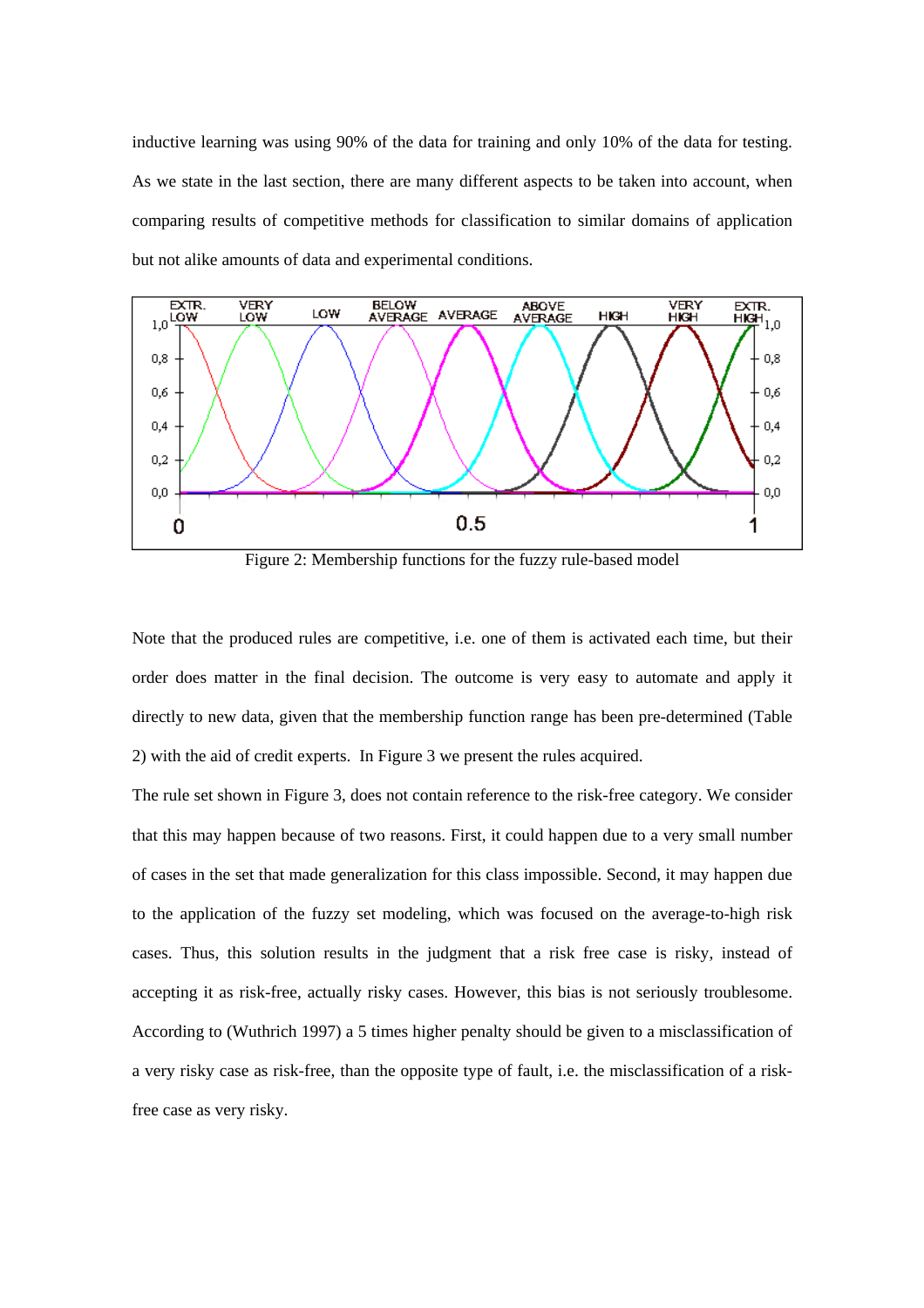inductive learning was using 90% of the data for training and only 10% of the data for testing. As we state in the last section, there are many different aspects to be taken into account, when comparing results of competitive methods for classification to similar domains of application but not alike amounts of data and experimental conditions.

Figure 2: Membership functions for the fuzzy rule-based model

Note that the produced rules are competitive, i.e. one of them is activated each time, but their order does matter in the final decision. The outcome is very easy to automate and apply it directly to new data, given that the membership function range has been pre-determined (Table 2) with the aid of credit experts. In Figure 3 we present the rules acquired.

The rule set shown in Figure 3, does not contain reference to the risk-free category. We consider that this may happen because of two reasons. First, it could happen due to a very small number of cases in the set that made generalization for this class impossible. Second, it may happen due to the application of the fuzzy set modeling, which was focused on the average-to-high risk cases. Thus, this solution results in the judgment that a risk free case is risky, instead of accepting it as risk-free, actually risky cases. However, this bias is not seriously troublesome. According to (Wuthrich 1997) a 5 times higher penalty should be given to a misclassification of a very risky case as risk-free, than the opposite type of fault, i.e. the misclassification of a risk-free case as very risky.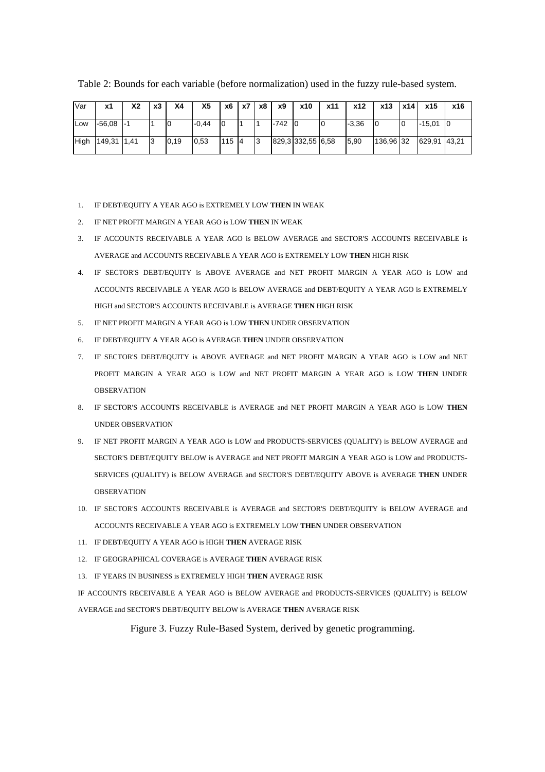Table 2: Bounds for each variable (before normalization) used in the fuzzy rule-based system.

| Var | x1 | X2 | x3 | X4 | X5 | x6 | x7 | x8 | x9 | x10 | x11 | x12 | x13 | x14 | x15 | x16 |
|---|---|---|---|---|---|---|---|---|---|---|---|---|---|---|---|---|
| Low | -56,08 | -1 | 1 | 0 | -0,44 | 0 | 1 | 1 | -742 | 0 | 0 | -3,36 | 0 | 0 | -15,01 | 0 |
| High | 149,31 | 1,41 | 3 | 0,19 | 0,53 | 115 | 4 | 3 | 829,3 | 332,55 | 6,58 | 5,90 | 136,96 | 32 | 629,91 | 43,21 |

1. IF DEBT/EQUITY A YEAR AGO is EXTREMELY LOW **THEN** IN WEAK
2. IF NET PROFIT MARGIN A YEAR AGO is LOW **THEN** IN WEAK
3. IF ACCOUNTS RECEIVABLE A YEAR AGO is BELOW AVERAGE and SECTOR'S ACCOUNTS RECEIVABLE is AVERAGE and ACCOUNTS RECEIVABLE A YEAR AGO is EXTREMELY LOW **THEN** HIGH RISK
4. IF SECTOR'S DEBT/EQUITY is ABOVE AVERAGE and NET PROFIT MARGIN A YEAR AGO is LOW and ACCOUNTS RECEIVABLE A YEAR AGO is BELOW AVERAGE and DEBT/EQUITY A YEAR AGO is EXTREMELY HIGH and SECTOR'S ACCOUNTS RECEIVABLE is AVERAGE **THEN** HIGH RISK
5. IF NET PROFIT MARGIN A YEAR AGO is LOW **THEN** UNDER OBSERVATION
6. IF DEBT/EQUITY A YEAR AGO is AVERAGE **THEN** UNDER OBSERVATION
7. IF SECTOR'S DEBT/EQUITY is ABOVE AVERAGE and NET PROFIT MARGIN A YEAR AGO is LOW and NET PROFIT MARGIN A YEAR AGO is LOW and NET PROFIT MARGIN A YEAR AGO is LOW **THEN** UNDER OBSERVATION
8. IF SECTOR'S ACCOUNTS RECEIVABLE is AVERAGE and NET PROFIT MARGIN A YEAR AGO is LOW **THEN** UNDER OBSERVATION
9. IF NET PROFIT MARGIN A YEAR AGO is LOW and PRODUCTS-SERVICES (QUALITY) is BELOW AVERAGE and SECTOR'S DEBT/EQUITY BELOW is AVERAGE and NET PROFIT MARGIN A YEAR AGO is LOW and PRODUCTS-SERVICES (QUALITY) is BELOW AVERAGE and SECTOR'S DEBT/EQUITY ABOVE is AVERAGE **THEN** UNDER OBSERVATION
10. IF SECTOR'S ACCOUNTS RECEIVABLE is AVERAGE and SECTOR'S DEBT/EQUITY is BELOW AVERAGE and ACCOUNTS RECEIVABLE A YEAR AGO is EXTREMELY LOW **THEN** UNDER OBSERVATION
11. IF DEBT/EQUITY A YEAR AGO is HIGH **THEN** AVERAGE RISK
12. IF GEOGRAPHICAL COVERAGE is AVERAGE **THEN** AVERAGE RISK
13. IF YEARS IN BUSINESS is EXTREMELY HIGH **THEN** AVERAGE RISK

IF ACCOUNTS RECEIVABLE A YEAR AGO is BELOW AVERAGE and PRODUCTS-SERVICES (QUALITY) is BELOW AVERAGE and SECTOR'S DEBT/EQUITY BELOW is AVERAGE **THEN** AVERAGE RISK

Figure 3. Fuzzy Rule-Based System, derived by genetic programming.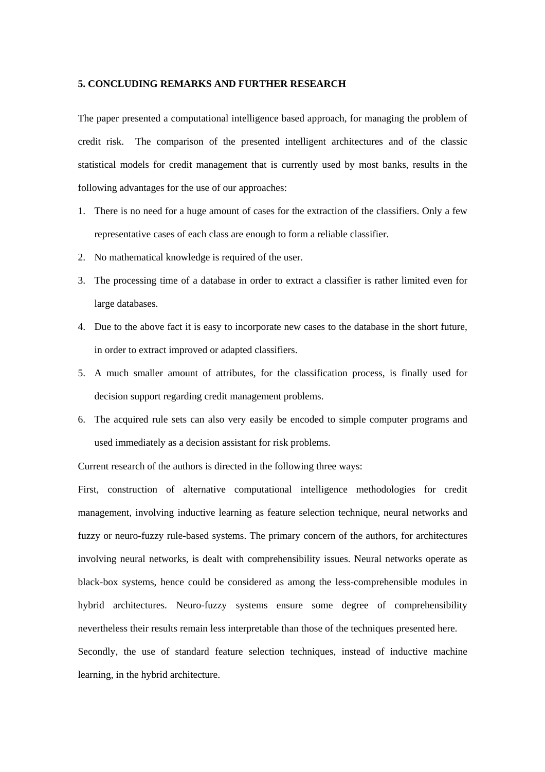## 5. CONCLUDING REMARKS AND FURTHER RESEARCH

The paper presented a computational intelligence based approach, for managing the problem of credit risk. The comparison of the presented intelligent architectures and of the classic statistical models for credit management that is currently used by most banks, results in the following advantages for the use of our approaches:

1. There is no need for a huge amount of cases for the extraction of the classifiers. Only a few representative cases of each class are enough to form a reliable classifier.
2. No mathematical knowledge is required of the user.
3. The processing time of a database in order to extract a classifier is rather limited even for large databases.
4. Due to the above fact it is easy to incorporate new cases to the database in the short future, in order to extract improved or adapted classifiers.
5. A much smaller amount of attributes, for the classification process, is finally used for decision support regarding credit management problems.
6. The acquired rule sets can also very easily be encoded to simple computer programs and used immediately as a decision assistant for risk problems.

Current research of the authors is directed in the following three ways:

First, construction of alternative computational intelligence methodologies for credit management, involving inductive learning as feature selection technique, neural networks and fuzzy or neuro-fuzzy rule-based systems. The primary concern of the authors, for architectures involving neural networks, is dealt with comprehensibility issues. Neural networks operate as black-box systems, hence could be considered as among the less-comprehensible modules in hybrid architectures. Neuro-fuzzy systems ensure some degree of comprehensibility nevertheless their results remain less interpretable than those of the techniques presented here.

Secondly, the use of standard feature selection techniques, instead of inductive machine learning, in the hybrid architecture.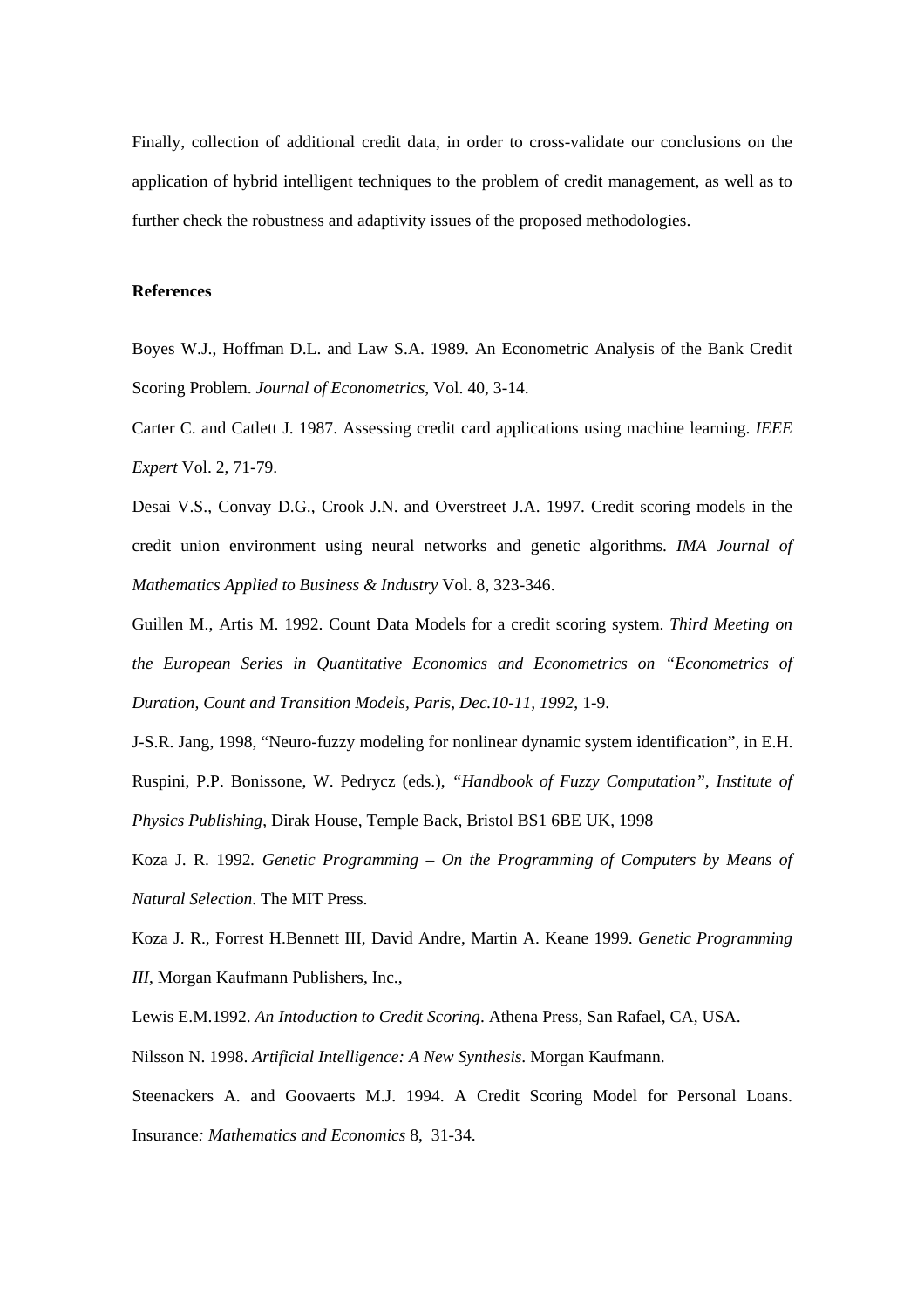Finally, collection of additional credit data, in order to cross-validate our conclusions on the application of hybrid intelligent techniques to the problem of credit management, as well as to further check the robustness and adaptivity issues of the proposed methodologies.

**References**

Boyes W.J., Hoffman D.L. and Law S.A. 1989. An Econometric Analysis of the Bank Credit Scoring Problem. *Journal of Econometrics*, Vol. 40, 3-14.

Carter C. and Catlett J. 1987. Assessing credit card applications using machine learning. *IEEE Expert* Vol. 2, 71-79.

Desai V.S., Convay D.G., Crook J.N. and Overstreet J.A. 1997. Credit scoring models in the credit union environment using neural networks and genetic algorithms. *IMA Journal of Mathematics Applied to Business & Industry* Vol. 8, 323-346.

Guillen M., Artis M. 1992. Count Data Models for a credit scoring system. *Third Meeting on the European Series in Quantitative Economics and Econometrics on "Econometrics of Duration, Count and Transition Models, Paris, Dec.10-11, 1992*, 1-9.

J-S.R. Jang, 1998, "Neuro-fuzzy modeling for nonlinear dynamic system identification", in E.H. Ruspini, P.P. Bonissone, W. Pedrycz (eds.), *"Handbook of Fuzzy Computation", Institute of Physics Publishing*, Dirak House, Temple Back, Bristol BS1 6BE UK, 1998

Koza J. R. 1992. *Genetic Programming – On the Programming of Computers by Means of Natural Selection*. The MIT Press.

Koza J. R., Forrest H.Bennett III, David Andre, Martin A. Keane 1999. *Genetic Programming III*, Morgan Kaufmann Publishers, Inc.,

Lewis E.M.1992. *An Intoduction to Credit Scoring*. Athena Press, San Rafael, CA, USA.

Nilsson N. 1998. *Artificial Intelligence: A New Synthesis*. Morgan Kaufmann.

Steenackers A. and Goovaerts M.J. 1994. A Credit Scoring Model for Personal Loans. Insurance*: Mathematics and Economics* 8, 31-34.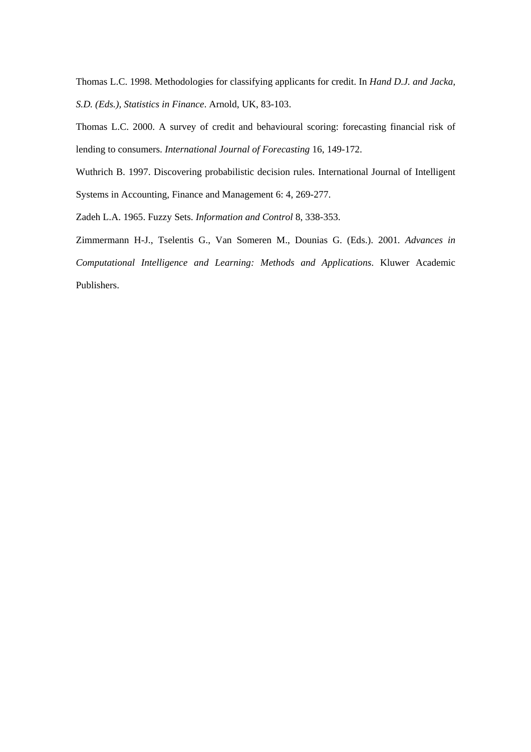Thomas L.C. 1998. Methodologies for classifying applicants for credit. In *Hand D.J. and Jacka, S.D. (Eds.), Statistics in Finance*. Arnold, UK, 83-103.

Thomas L.C. 2000. A survey of credit and behavioural scoring: forecasting financial risk of lending to consumers. *International Journal of Forecasting* 16, 149-172.

Wuthrich B. 1997. Discovering probabilistic decision rules. International Journal of Intelligent Systems in Accounting, Finance and Management 6: 4, 269-277.

Zadeh L.A. 1965. Fuzzy Sets. *Information and Control* 8, 338-353.

Zimmermann H-J., Tselentis G., Van Someren M., Dounias G. (Eds.). 2001. *Advances in Computational Intelligence and Learning: Methods and Applications*. Kluwer Academic Publishers.